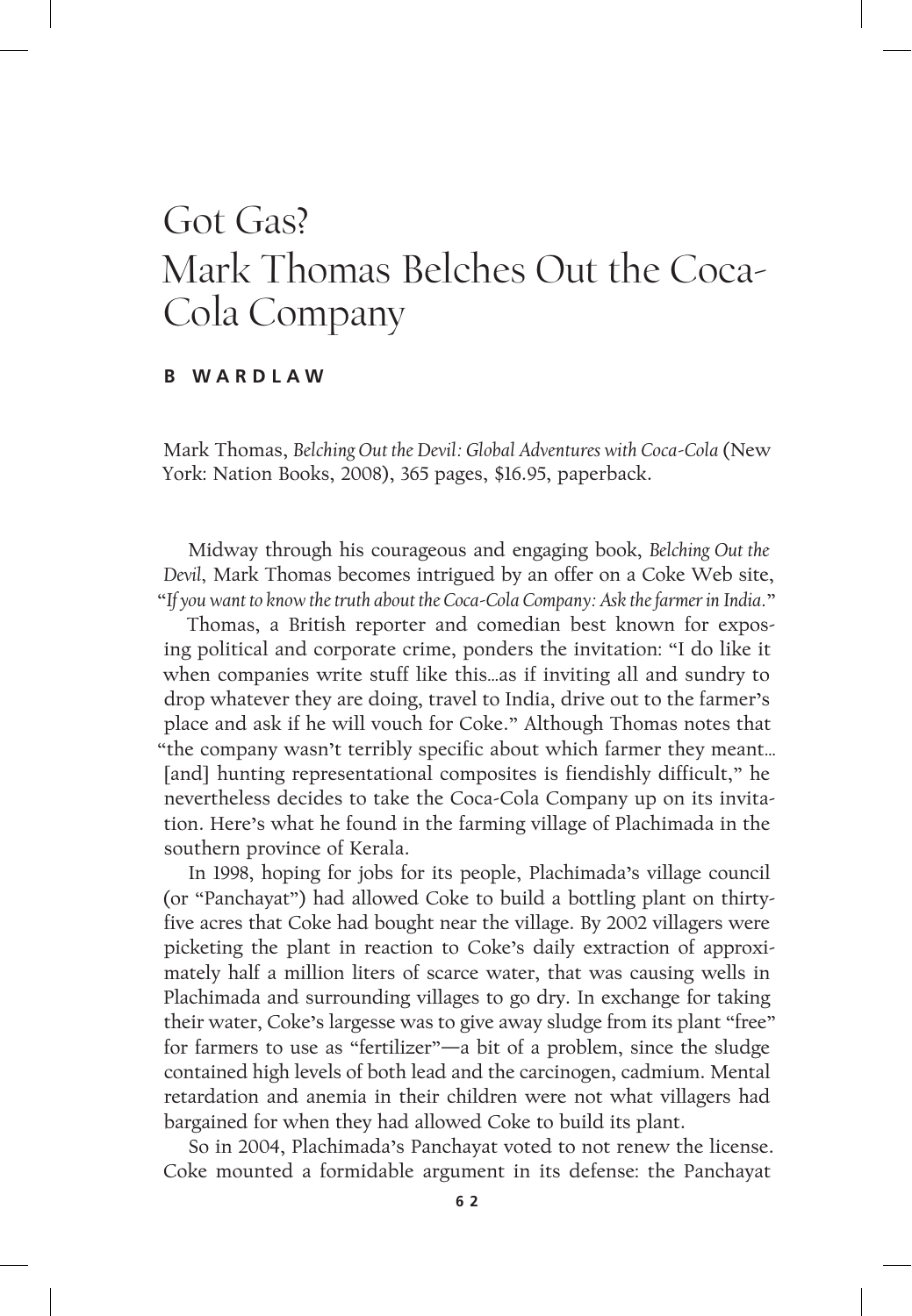# Got Gas? Mark Thomas Belches Out the Coca-Cola Company

**B WARDLAW**

Mark Thomas, *Belching Out the Devil: Global Adventures with Coca-Cola* (New York: Nation Books, 2008), 365 pages, $16.95, paperback.

Midway through his courageous and engaging book, *Belching Out the Devil*, Mark Thomas becomes intrigued by an offer on a Coke Web site, "*If you want to know the truth about the Coca-Cola Company: Ask the farmer in India.*"

Thomas, a British reporter and comedian best known for exposing political and corporate crime, ponders the invitation: "I do like it when companies write stuff like this…as if inviting all and sundry to drop whatever they are doing, travel to India, drive out to the farmer's place and ask if he will vouch for Coke." Although Thomas notes that "the company wasn't terribly specific about which farmer they meant… [and] hunting representational composites is fiendishly difficult," he nevertheless decides to take the Coca-Cola Company up on its invitation. Here's what he found in the farming village of Plachimada in the southern province of Kerala.

In 1998, hoping for jobs for its people, Plachimada's village council (or "Panchayat") had allowed Coke to build a bottling plant on thirty-five acres that Coke had bought near the village. By 2002 villagers were picketing the plant in reaction to Coke's daily extraction of approximately half a million liters of scarce water, that was causing wells in Plachimada and surrounding villages to go dry. In exchange for taking their water, Coke's largesse was to give away sludge from its plant "free" for farmers to use as "fertilizer"—a bit of a problem, since the sludge contained high levels of both lead and the carcinogen, cadmium. Mental retardation and anemia in their children were not what villagers had bargained for when they had allowed Coke to build its plant.

So in 2004, Plachimada's Panchayat voted to not renew the license. Coke mounted a formidable argument in its defense: the Panchayat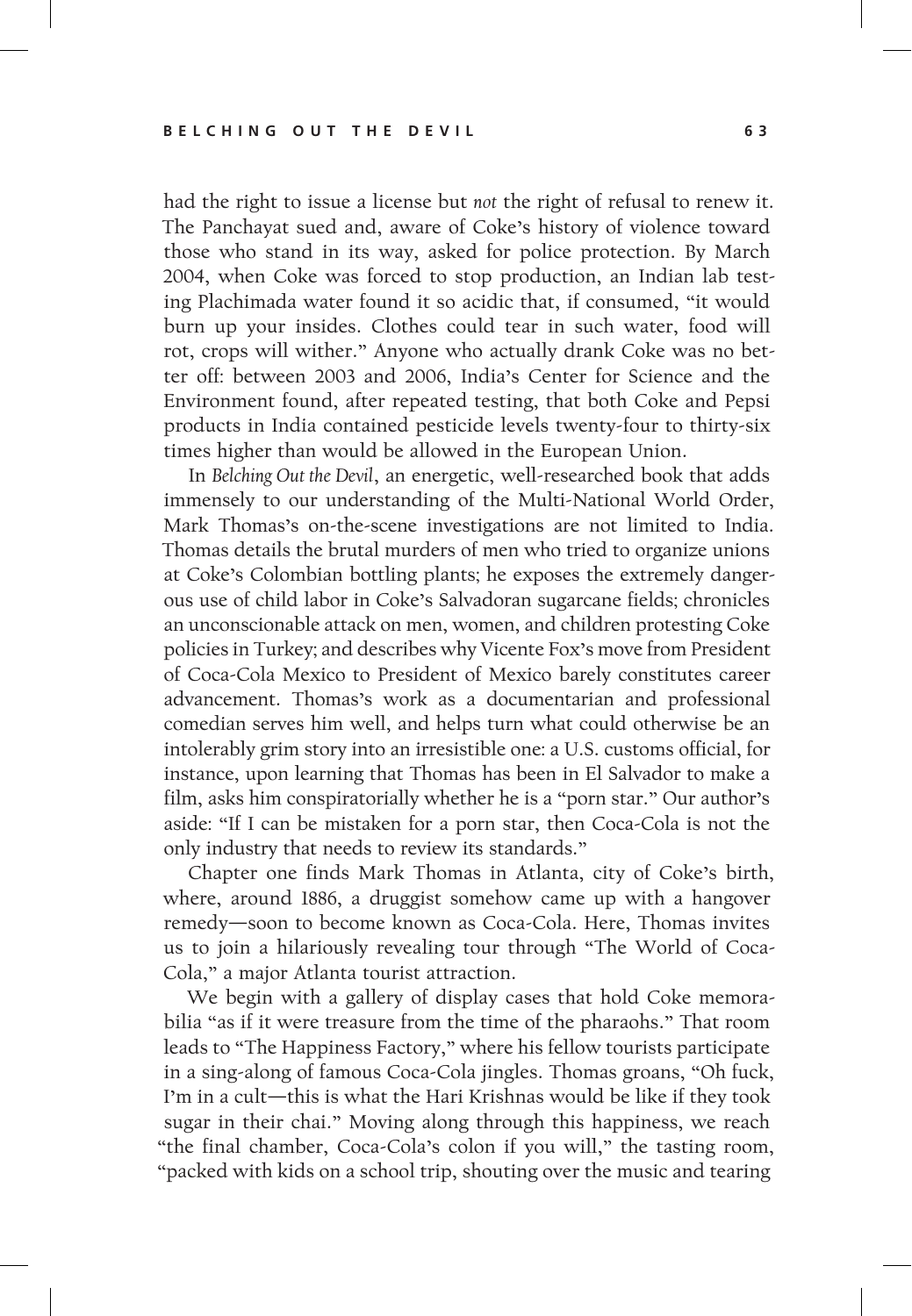had the right to issue a license but *not* the right of refusal to renew it. The Panchayat sued and, aware of Coke's history of violence toward those who stand in its way, asked for police protection. By March 2004, when Coke was forced to stop production, an Indian lab testing Plachimada water found it so acidic that, if consumed, "it would burn up your insides. Clothes could tear in such water, food will rot, crops will wither." Anyone who actually drank Coke was no better off: between 2003 and 2006, India's Center for Science and the Environment found, after repeated testing, that both Coke and Pepsi products in India contained pesticide levels twenty-four to thirty-six times higher than would be allowed in the European Union.

In *Belching Out the Devil*, an energetic, well-researched book that adds immensely to our understanding of the Multi-National World Order, Mark Thomas's on-the-scene investigations are not limited to India. Thomas details the brutal murders of men who tried to organize unions at Coke's Colombian bottling plants; he exposes the extremely dangerous use of child labor in Coke's Salvadoran sugarcane fields; chronicles an unconscionable attack on men, women, and children protesting Coke policies in Turkey; and describes why Vicente Fox's move from President of Coca-Cola Mexico to President of Mexico barely constitutes career advancement. Thomas's work as a documentarian and professional comedian serves him well, and helps turn what could otherwise be an intolerably grim story into an irresistible one: a U.S. customs official, for instance, upon learning that Thomas has been in El Salvador to make a film, asks him conspiratorially whether he is a "porn star." Our author's aside: "If I can be mistaken for a porn star, then Coca-Cola is not the only industry that needs to review its standards."

Chapter one finds Mark Thomas in Atlanta, city of Coke's birth, where, around 1886, a druggist somehow came up with a hangover remedy—soon to become known as Coca-Cola. Here, Thomas invites us to join a hilariously revealing tour through "The World of Coca-Cola," a major Atlanta tourist attraction.

We begin with a gallery of display cases that hold Coke memorabilia "as if it were treasure from the time of the pharaohs." That room leads to "The Happiness Factory," where his fellow tourists participate in a sing-along of famous Coca-Cola jingles. Thomas groans, "Oh fuck, I'm in a cult—this is what the Hari Krishnas would be like if they took sugar in their chai." Moving along through this happiness, we reach "the final chamber, Coca-Cola's colon if you will," the tasting room, "packed with kids on a school trip, shouting over the music and tearing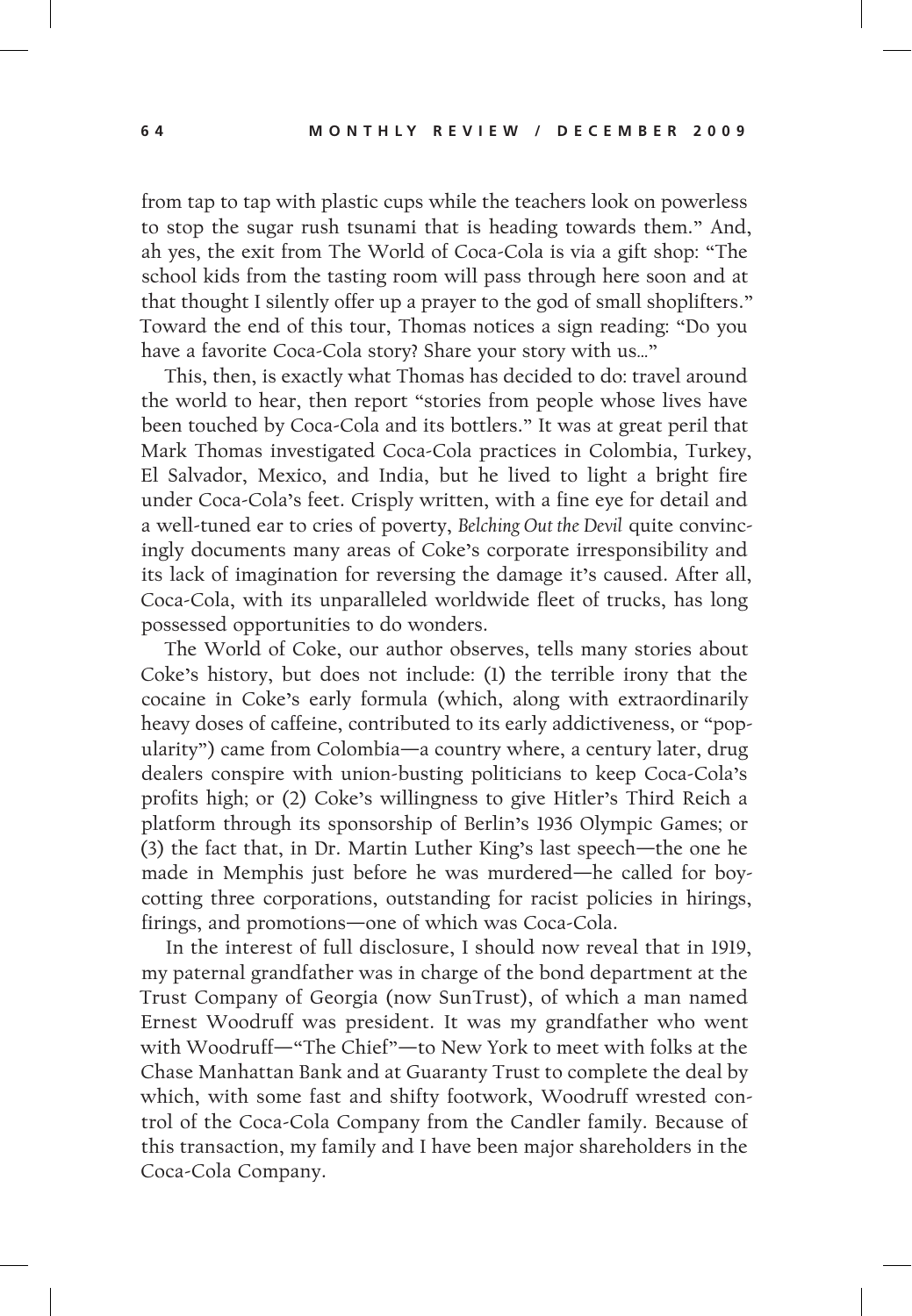from tap to tap with plastic cups while the teachers look on powerless to stop the sugar rush tsunami that is heading towards them." And, ah yes, the exit from The World of Coca-Cola is via a gift shop: "The school kids from the tasting room will pass through here soon and at that thought I silently offer up a prayer to the god of small shoplifters." Toward the end of this tour, Thomas notices a sign reading: "Do you have a favorite Coca-Cola story? Share your story with us…"

This, then, is exactly what Thomas has decided to do: travel around the world to hear, then report "stories from people whose lives have been touched by Coca-Cola and its bottlers." It was at great peril that Mark Thomas investigated Coca-Cola practices in Colombia, Turkey, El Salvador, Mexico, and India, but he lived to light a bright fire under Coca-Cola's feet. Crisply written, with a fine eye for detail and a well-tuned ear to cries of poverty, *Belching Out the Devil* quite convincingly documents many areas of Coke's corporate irresponsibility and its lack of imagination for reversing the damage it's caused. After all, Coca-Cola, with its unparalleled worldwide fleet of trucks, has long possessed opportunities to do wonders.

The World of Coke, our author observes, tells many stories about Coke's history, but does not include: (1) the terrible irony that the cocaine in Coke's early formula (which, along with extraordinarily heavy doses of caffeine, contributed to its early addictiveness, or "popularity") came from Colombia—a country where, a century later, drug dealers conspire with union-busting politicians to keep Coca-Cola's profits high; or (2) Coke's willingness to give Hitler's Third Reich a platform through its sponsorship of Berlin's 1936 Olympic Games; or (3) the fact that, in Dr. Martin Luther King's last speech—the one he made in Memphis just before he was murdered—he called for boycotting three corporations, outstanding for racist policies in hirings, firings, and promotions—one of which was Coca-Cola.

In the interest of full disclosure, I should now reveal that in 1919, my paternal grandfather was in charge of the bond department at the Trust Company of Georgia (now SunTrust), of which a man named Ernest Woodruff was president. It was my grandfather who went with Woodruff—"The Chief"—to New York to meet with folks at the Chase Manhattan Bank and at Guaranty Trust to complete the deal by which, with some fast and shifty footwork, Woodruff wrested control of the Coca-Cola Company from the Candler family. Because of this transaction, my family and I have been major shareholders in the Coca-Cola Company.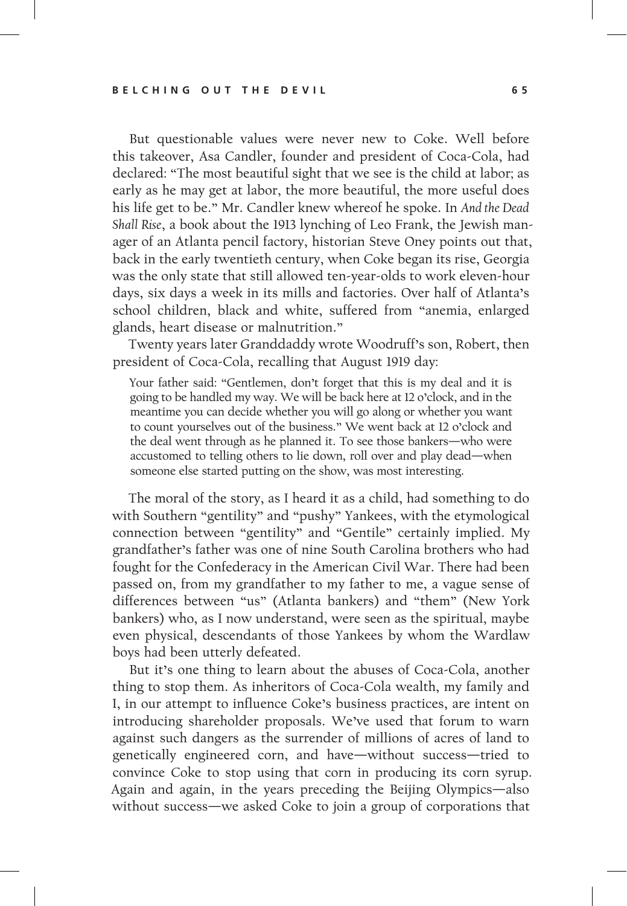But questionable values were never new to Coke. Well before this takeover, Asa Candler, founder and president of Coca-Cola, had declared: "The most beautiful sight that we see is the child at labor; as early as he may get at labor, the more beautiful, the more useful does his life get to be." Mr. Candler knew whereof he spoke. In *And the Dead Shall Rise*, a book about the 1913 lynching of Leo Frank, the Jewish manager of an Atlanta pencil factory, historian Steve Oney points out that, back in the early twentieth century, when Coke began its rise, Georgia was the only state that still allowed ten-year-olds to work eleven-hour days, six days a week in its mills and factories. Over half of Atlanta's school children, black and white, suffered from "anemia, enlarged glands, heart disease or malnutrition."

Twenty years later Granddaddy wrote Woodruff's son, Robert, then president of Coca-Cola, recalling that August 1919 day:

> Your father said: "Gentlemen, don't forget that this is my deal and it is going to be handled my way. We will be back here at 12 o'clock, and in the meantime you can decide whether you will go along or whether you want to count yourselves out of the business." We went back at 12 o'clock and the deal went through as he planned it. To see those bankers—who were accustomed to telling others to lie down, roll over and play dead—when someone else started putting on the show, was most interesting.

The moral of the story, as I heard it as a child, had something to do with Southern "gentility" and "pushy" Yankees, with the etymological connection between "gentility" and "Gentile" certainly implied. My grandfather's father was one of nine South Carolina brothers who had fought for the Confederacy in the American Civil War. There had been passed on, from my grandfather to my father to me, a vague sense of differences between "us" (Atlanta bankers) and "them" (New York bankers) who, as I now understand, were seen as the spiritual, maybe even physical, descendants of those Yankees by whom the Wardlaw boys had been utterly defeated.

But it's one thing to learn about the abuses of Coca-Cola, another thing to stop them. As inheritors of Coca-Cola wealth, my family and I, in our attempt to influence Coke's business practices, are intent on introducing shareholder proposals. We've used that forum to warn against such dangers as the surrender of millions of acres of land to genetically engineered corn, and have—without success—tried to convince Coke to stop using that corn in producing its corn syrup. Again and again, in the years preceding the Beijing Olympics—also without success—we asked Coke to join a group of corporations that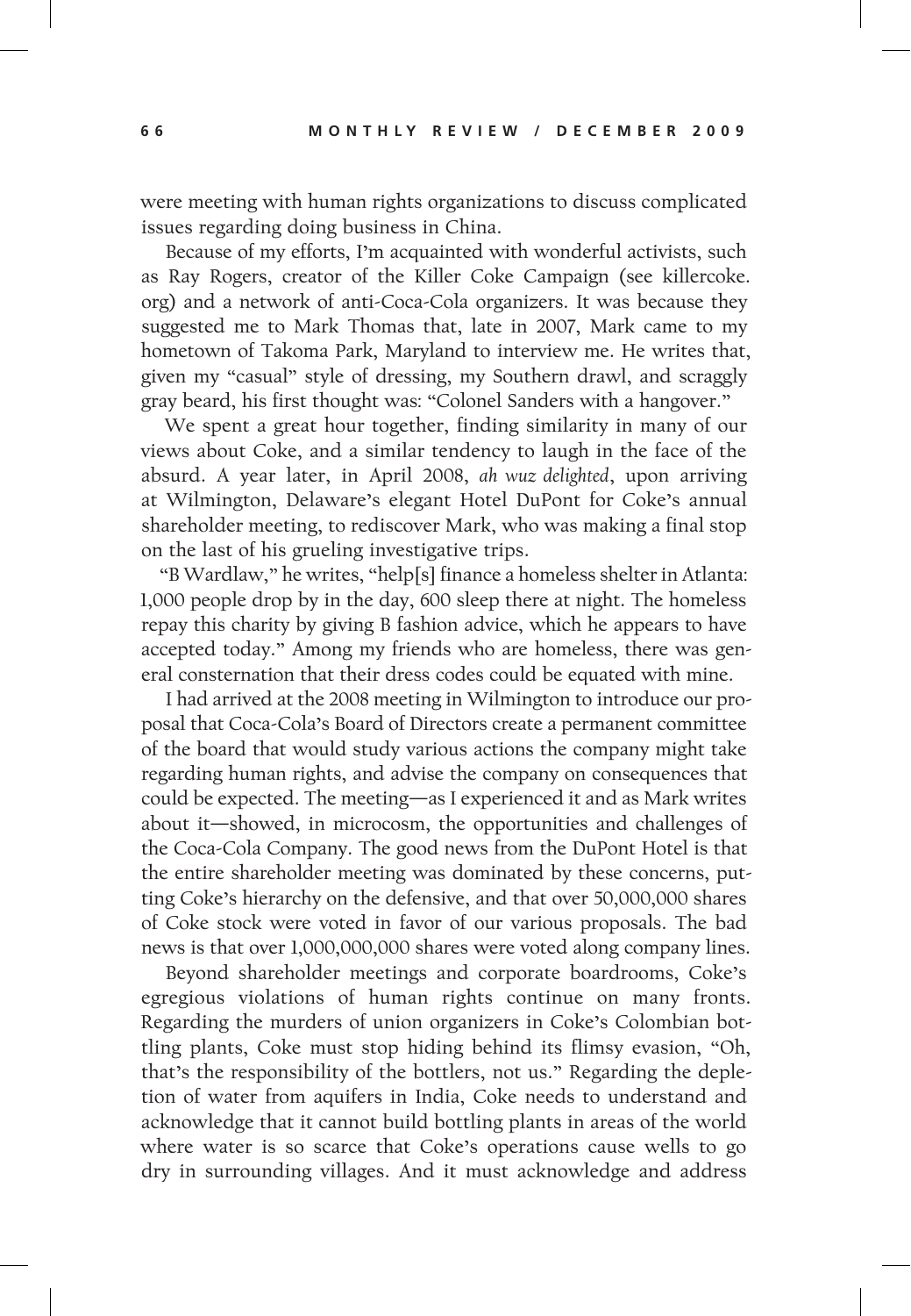were meeting with human rights organizations to discuss complicated issues regarding doing business in China.

Because of my efforts, I'm acquainted with wonderful activists, such as Ray Rogers, creator of the Killer Coke Campaign (see killercoke.org) and a network of anti-Coca-Cola organizers. It was because they suggested me to Mark Thomas that, late in 2007, Mark came to my hometown of Takoma Park, Maryland to interview me. He writes that, given my "casual" style of dressing, my Southern drawl, and scraggly gray beard, his first thought was: "Colonel Sanders with a hangover."

We spent a great hour together, finding similarity in many of our views about Coke, and a similar tendency to laugh in the face of the absurd. A year later, in April 2008, *ah wuz delighted*, upon arriving at Wilmington, Delaware's elegant Hotel DuPont for Coke's annual shareholder meeting, to rediscover Mark, who was making a final stop on the last of his grueling investigative trips.

"B Wardlaw," he writes, "help[s] finance a homeless shelter in Atlanta: 1,000 people drop by in the day, 600 sleep there at night. The homeless repay this charity by giving B fashion advice, which he appears to have accepted today." Among my friends who are homeless, there was general consternation that their dress codes could be equated with mine.

I had arrived at the 2008 meeting in Wilmington to introduce our proposal that Coca-Cola's Board of Directors create a permanent committee of the board that would study various actions the company might take regarding human rights, and advise the company on consequences that could be expected. The meeting—as I experienced it and as Mark writes about it—showed, in microcosm, the opportunities and challenges of the Coca-Cola Company. The good news from the DuPont Hotel is that the entire shareholder meeting was dominated by these concerns, putting Coke's hierarchy on the defensive, and that over 50,000,000 shares of Coke stock were voted in favor of our various proposals. The bad news is that over 1,000,000,000 shares were voted along company lines.

Beyond shareholder meetings and corporate boardrooms, Coke's egregious violations of human rights continue on many fronts. Regarding the murders of union organizers in Coke's Colombian bottling plants, Coke must stop hiding behind its flimsy evasion, "Oh, that's the responsibility of the bottlers, not us." Regarding the depletion of water from aquifers in India, Coke needs to understand and acknowledge that it cannot build bottling plants in areas of the world where water is so scarce that Coke's operations cause wells to go dry in surrounding villages. And it must acknowledge and address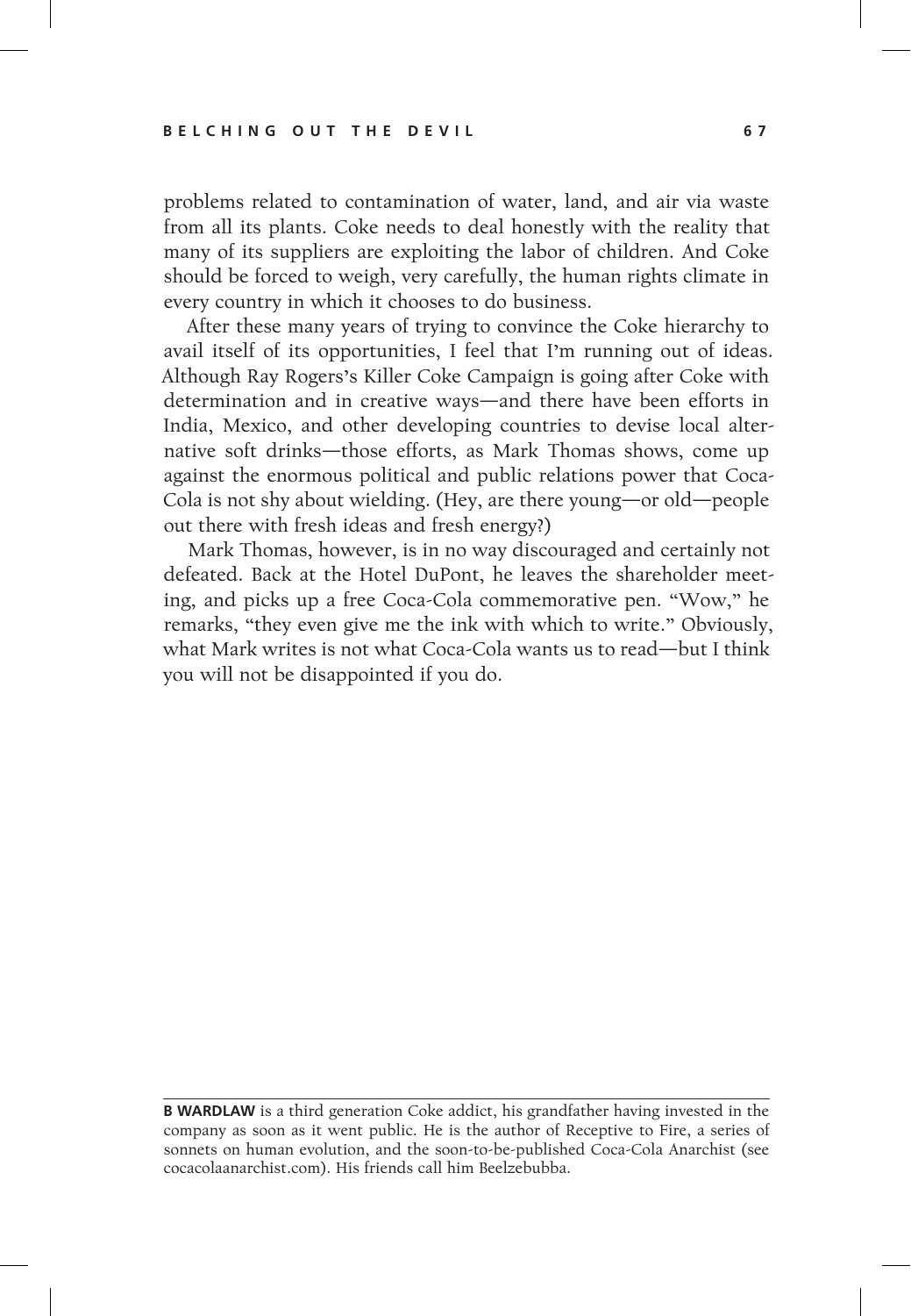problems related to contamination of water, land, and air via waste from all its plants. Coke needs to deal honestly with the reality that many of its suppliers are exploiting the labor of children. And Coke should be forced to weigh, very carefully, the human rights climate in every country in which it chooses to do business.

After these many years of trying to convince the Coke hierarchy to avail itself of its opportunities, I feel that I'm running out of ideas. Although Ray Rogers's Killer Coke Campaign is going after Coke with determination and in creative ways—and there have been efforts in India, Mexico, and other developing countries to devise local alternative soft drinks—those efforts, as Mark Thomas shows, come up against the enormous political and public relations power that Coca-Cola is not shy about wielding. (Hey, are there young—or old—people out there with fresh ideas and fresh energy?)

Mark Thomas, however, is in no way discouraged and certainly not defeated. Back at the Hotel DuPont, he leaves the shareholder meeting, and picks up a free Coca-Cola commemorative pen. "Wow," he remarks, "they even give me the ink with which to write." Obviously, what Mark writes is not what Coca-Cola wants us to read—but I think you will not be disappointed if you do.

---

**B WARDLAW** is a third generation Coke addict, his grandfather having invested in the company as soon as it went public. He is the author of Receptive to Fire, a series of sonnets on human evolution, and the soon-to-be-published Coca-Cola Anarchist (see cocacolaanarchist.com). His friends call him Beelzebubba.